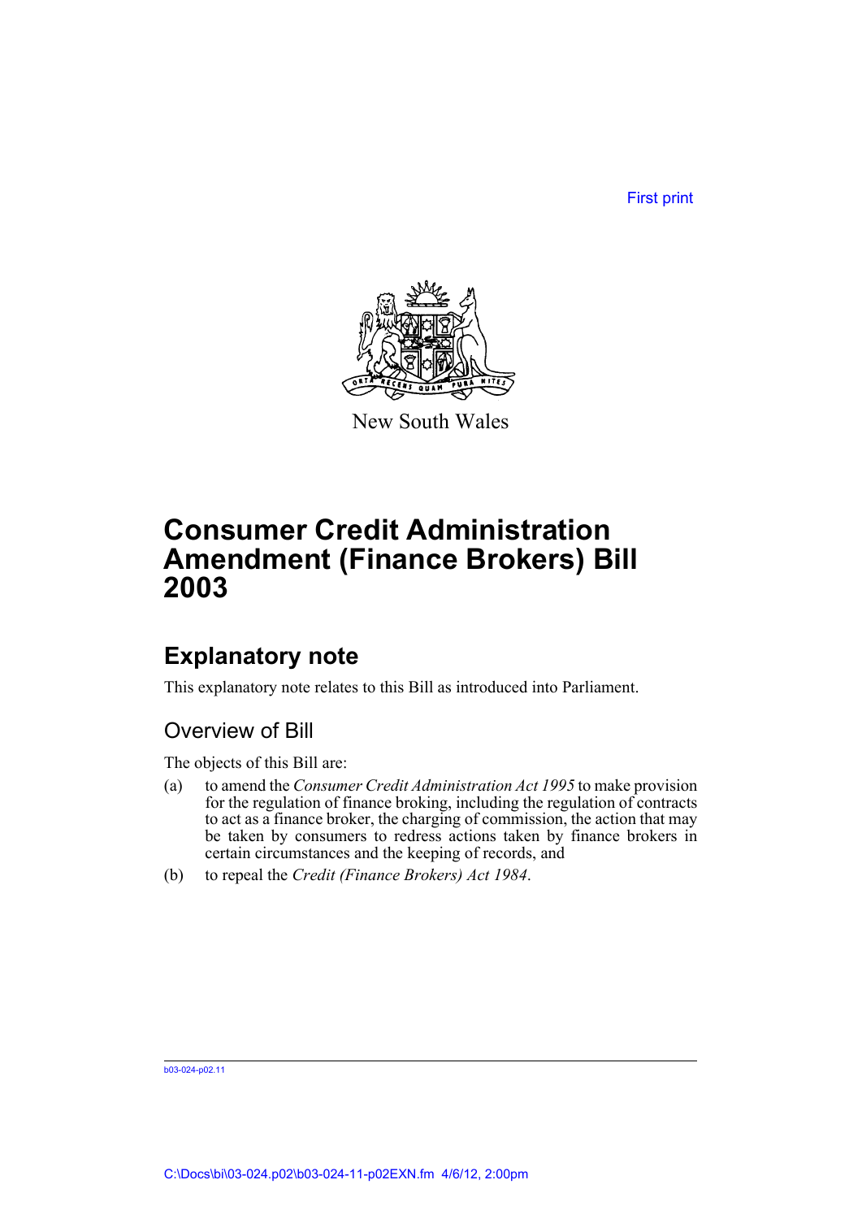First print

New South Wales

# Consumer Credit Administration Amendment (Finance Brokers) Bill 2003

## Explanatory note

This explanatory note relates to this Bill as introduced into Parliament.

### Overview of Bill

The objects of this Bill are:

(a) to amend the *Consumer Credit Administration Act 1995* to make provision for the regulation of finance broking, including the regulation of contracts to act as a finance broker, the charging of commission, the action that may be taken by consumers to redress actions taken by finance brokers in certain circumstances and the keeping of records, and

(b) to repeal the *Credit (Finance Brokers) Act 1984*.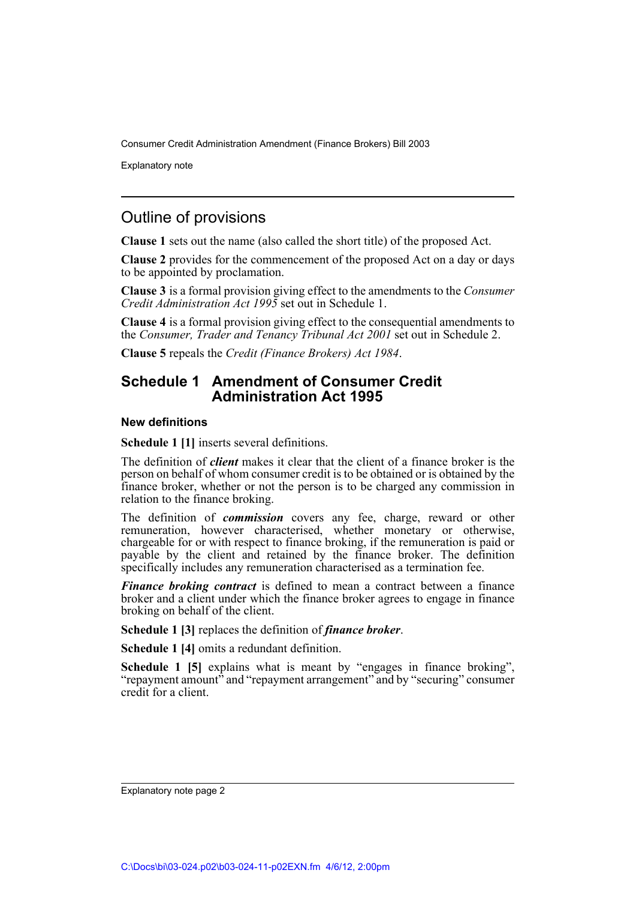## Outline of provisions

**Clause 1** sets out the name (also called the short title) of the proposed Act.

**Clause 2** provides for the commencement of the proposed Act on a day or days to be appointed by proclamation.

**Clause 3** is a formal provision giving effect to the amendments to the *Consumer Credit Administration Act 1995* set out in Schedule 1.

**Clause 4** is a formal provision giving effect to the consequential amendments to the *Consumer, Trader and Tenancy Tribunal Act 2001* set out in Schedule 2.

**Clause 5** repeals the *Credit (Finance Brokers) Act 1984*.

## Schedule 1 Amendment of Consumer Credit Administration Act 1995

### New definitions

**Schedule 1 [1]** inserts several definitions.

The definition of ***client*** makes it clear that the client of a finance broker is the person on behalf of whom consumer credit is to be obtained or is obtained by the finance broker, whether or not the person is to be charged any commission in relation to the finance broking.

The definition of ***commission*** covers any fee, charge, reward or other remuneration, however characterised, whether monetary or otherwise, chargeable for or with respect to finance broking, if the remuneration is paid or payable by the client and retained by the finance broker. The definition specifically includes any remuneration characterised as a termination fee.

***Finance broking contract*** is defined to mean a contract between a finance broker and a client under which the finance broker agrees to engage in finance broking on behalf of the client.

**Schedule 1 [3]** replaces the definition of ***finance broker***.

**Schedule 1 [4]** omits a redundant definition.

**Schedule 1 [5]** explains what is meant by "engages in finance broking", "repayment amount" and "repayment arrangement" and by "securing" consumer credit for a client.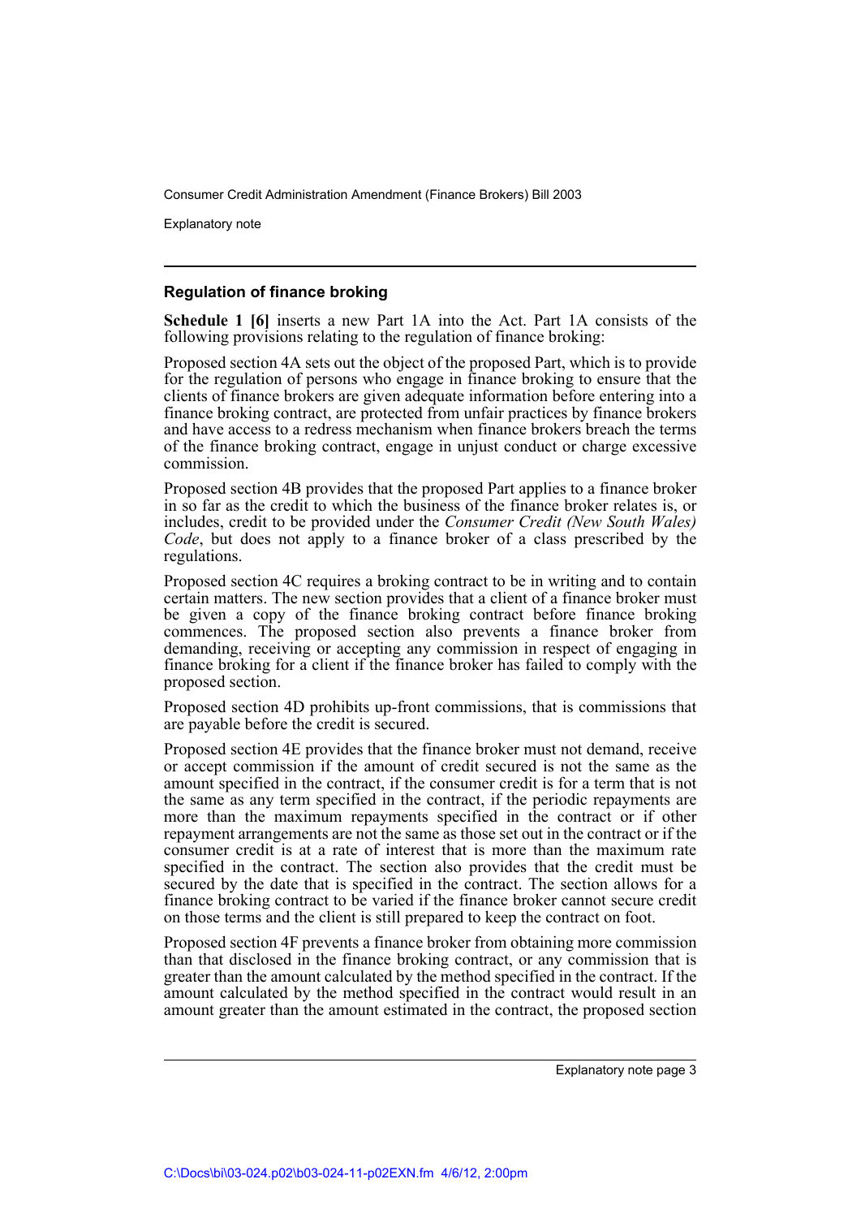### Regulation of finance broking

**Schedule 1 [6]** inserts a new Part 1A into the Act. Part 1A consists of the following provisions relating to the regulation of finance broking:

Proposed section 4A sets out the object of the proposed Part, which is to provide for the regulation of persons who engage in finance broking to ensure that the clients of finance brokers are given adequate information before entering into a finance broking contract, are protected from unfair practices by finance brokers and have access to a redress mechanism when finance brokers breach the terms of the finance broking contract, engage in unjust conduct or charge excessive commission.

Proposed section 4B provides that the proposed Part applies to a finance broker in so far as the credit to which the business of the finance broker relates is, or includes, credit to be provided under the *Consumer Credit (New South Wales) Code*, but does not apply to a finance broker of a class prescribed by the regulations.

Proposed section 4C requires a broking contract to be in writing and to contain certain matters. The new section provides that a client of a finance broker must be given a copy of the finance broking contract before finance broking commences. The proposed section also prevents a finance broker from demanding, receiving or accepting any commission in respect of engaging in finance broking for a client if the finance broker has failed to comply with the proposed section.

Proposed section 4D prohibits up-front commissions, that is commissions that are payable before the credit is secured.

Proposed section 4E provides that the finance broker must not demand, receive or accept commission if the amount of credit secured is not the same as the amount specified in the contract, if the consumer credit is for a term that is not the same as any term specified in the contract, if the periodic repayments are more than the maximum repayments specified in the contract or if other repayment arrangements are not the same as those set out in the contract or if the consumer credit is at a rate of interest that is more than the maximum rate specified in the contract. The section also provides that the credit must be secured by the date that is specified in the contract. The section allows for a finance broking contract to be varied if the finance broker cannot secure credit on those terms and the client is still prepared to keep the contract on foot.

Proposed section 4F prevents a finance broker from obtaining more commission than that disclosed in the finance broking contract, or any commission that is greater than the amount calculated by the method specified in the contract. If the amount calculated by the method specified in the contract would result in an amount greater than the amount estimated in the contract, the proposed section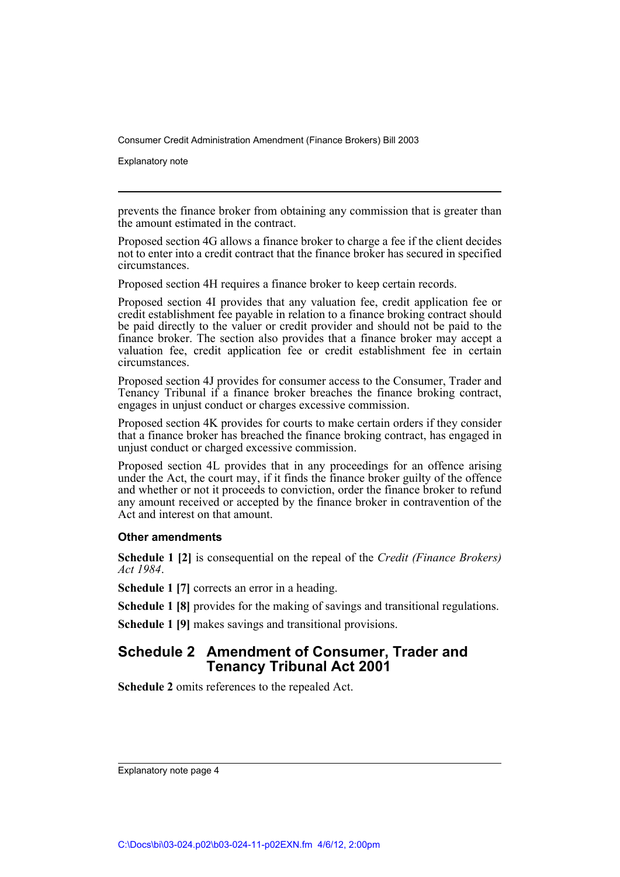prevents the finance broker from obtaining any commission that is greater than the amount estimated in the contract.

Proposed section 4G allows a finance broker to charge a fee if the client decides not to enter into a credit contract that the finance broker has secured in specified circumstances.

Proposed section 4H requires a finance broker to keep certain records.

Proposed section 4I provides that any valuation fee, credit application fee or credit establishment fee payable in relation to a finance broking contract should be paid directly to the valuer or credit provider and should not be paid to the finance broker. The section also provides that a finance broker may accept a valuation fee, credit application fee or credit establishment fee in certain circumstances.

Proposed section 4J provides for consumer access to the Consumer, Trader and Tenancy Tribunal if a finance broker breaches the finance broking contract, engages in unjust conduct or charges excessive commission.

Proposed section 4K provides for courts to make certain orders if they consider that a finance broker has breached the finance broking contract, has engaged in unjust conduct or charged excessive commission.

Proposed section 4L provides that in any proceedings for an offence arising under the Act, the court may, if it finds the finance broker guilty of the offence and whether or not it proceeds to conviction, order the finance broker to refund any amount received or accepted by the finance broker in contravention of the Act and interest on that amount.

#### Other amendments

**Schedule 1 [2]** is consequential on the repeal of the *Credit (Finance Brokers) Act 1984*.

**Schedule 1 [7]** corrects an error in a heading.

**Schedule 1 [8]** provides for the making of savings and transitional regulations.

**Schedule 1 [9]** makes savings and transitional provisions.

## Schedule 2 Amendment of Consumer, Trader and Tenancy Tribunal Act 2001

**Schedule 2** omits references to the repealed Act.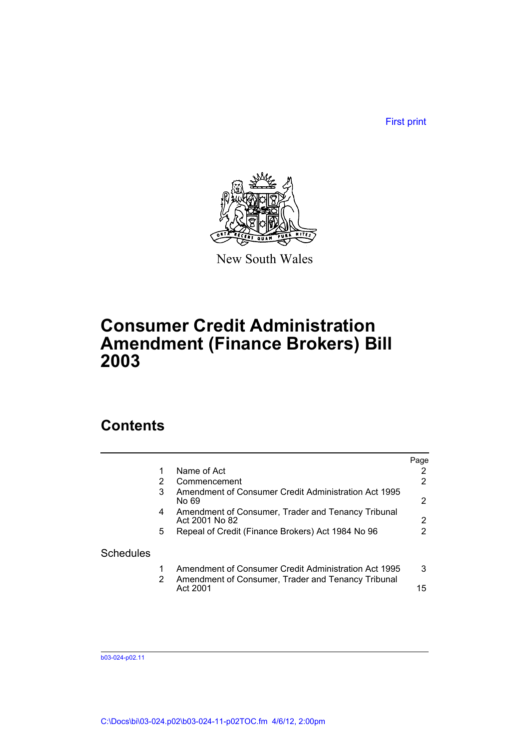First print

New South Wales

# Consumer Credit Administration Amendment (Finance Brokers) Bill 2003

## Contents

| | | Page |
|---|---|---|
| 1 | Name of Act | 2 |
| 2 | Commencement | 2 |
| 3 | Amendment of Consumer Credit Administration Act 1995 No 69 | 2 |
| 4 | Amendment of Consumer, Trader and Tenancy Tribunal Act 2001 No 82 | 2 |
| 5 | Repeal of Credit (Finance Brokers) Act 1984 No 96 | 2 |

Schedules

| | | |
|---|---|---|
| 1 | Amendment of Consumer Credit Administration Act 1995 | 3 |
| 2 | Amendment of Consumer, Trader and Tenancy Tribunal Act 2001 | 15 |

b03-024-p02.11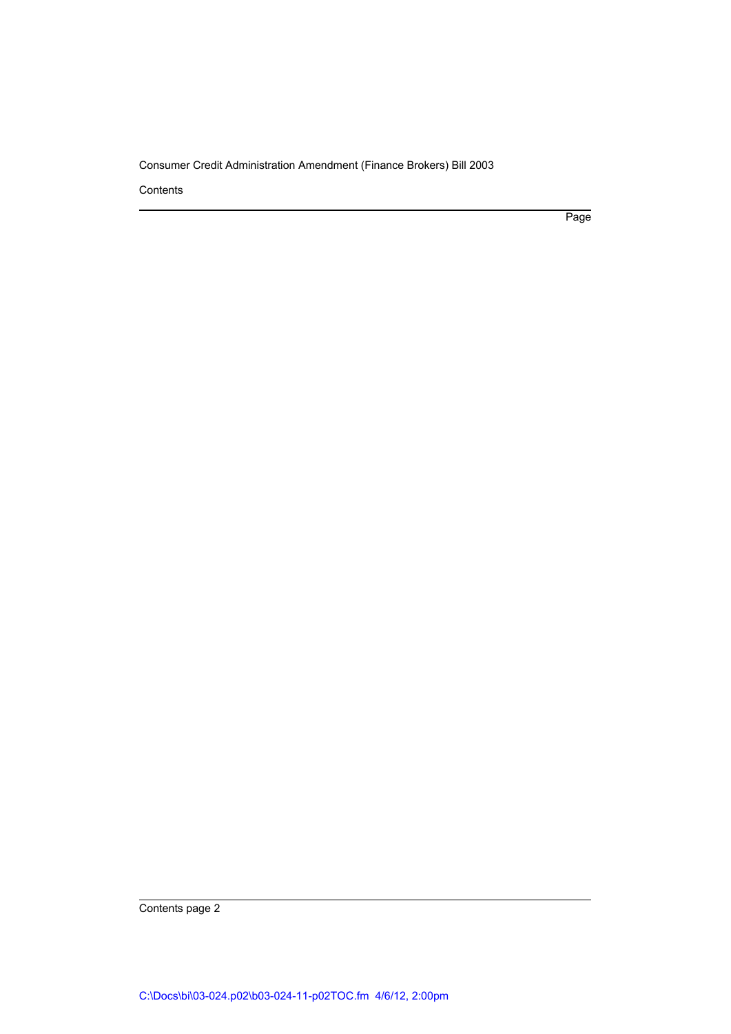Contents

Page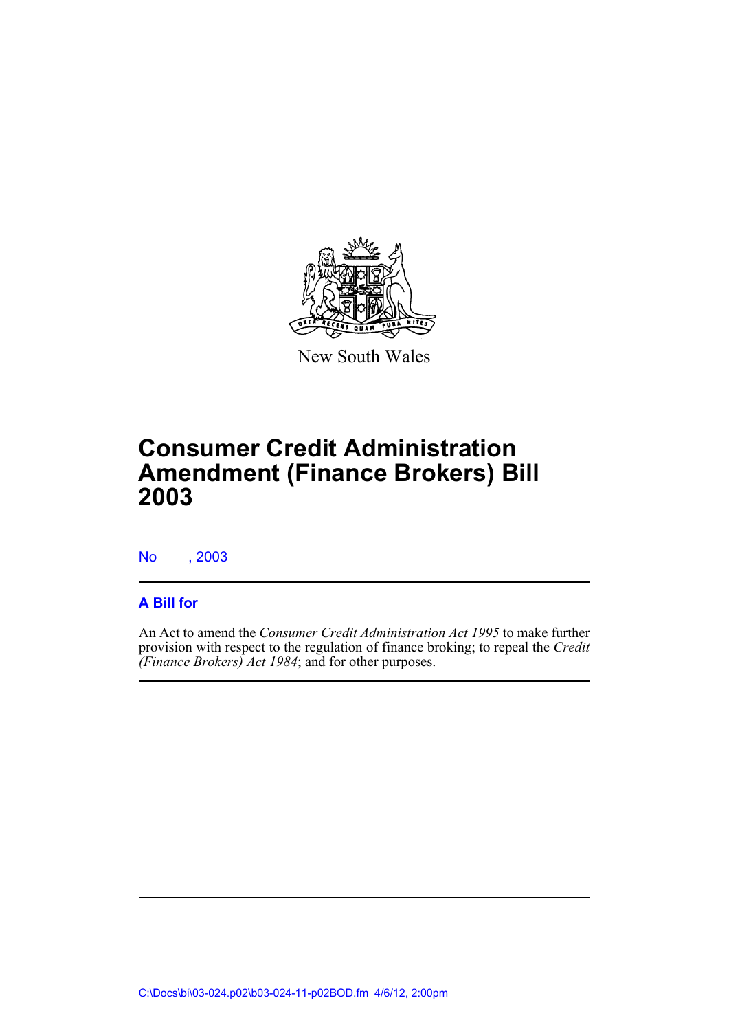New South Wales

# Consumer Credit Administration Amendment (Finance Brokers) Bill 2003

No , 2003

## A Bill for

An Act to amend the *Consumer Credit Administration Act 1995* to make further provision with respect to the regulation of finance broking; to repeal the *Credit (Finance Brokers) Act 1984*; and for other purposes.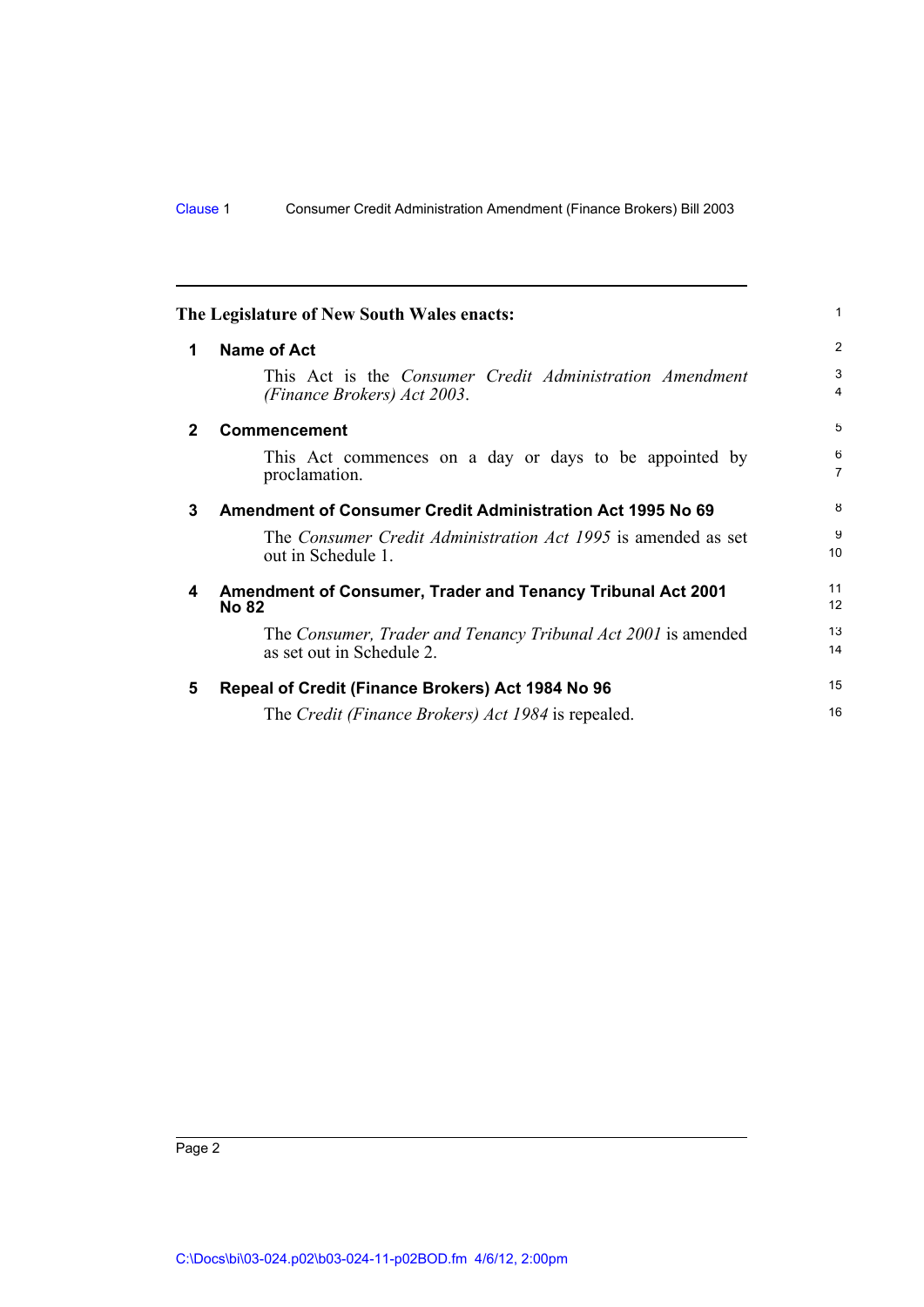**The Legislature of New South Wales enacts:**

## 1 Name of Act

This Act is the *Consumer Credit Administration Amendment (Finance Brokers) Act 2003*.

## 2 Commencement

This Act commences on a day or days to be appointed by proclamation.

## 3 Amendment of Consumer Credit Administration Act 1995 No 69

The *Consumer Credit Administration Act 1995* is amended as set out in Schedule 1.

## 4 Amendment of Consumer, Trader and Tenancy Tribunal Act 2001 No 82

The *Consumer, Trader and Tenancy Tribunal Act 2001* is amended as set out in Schedule 2.

## 5 Repeal of Credit (Finance Brokers) Act 1984 No 96

The *Credit (Finance Brokers) Act 1984* is repealed.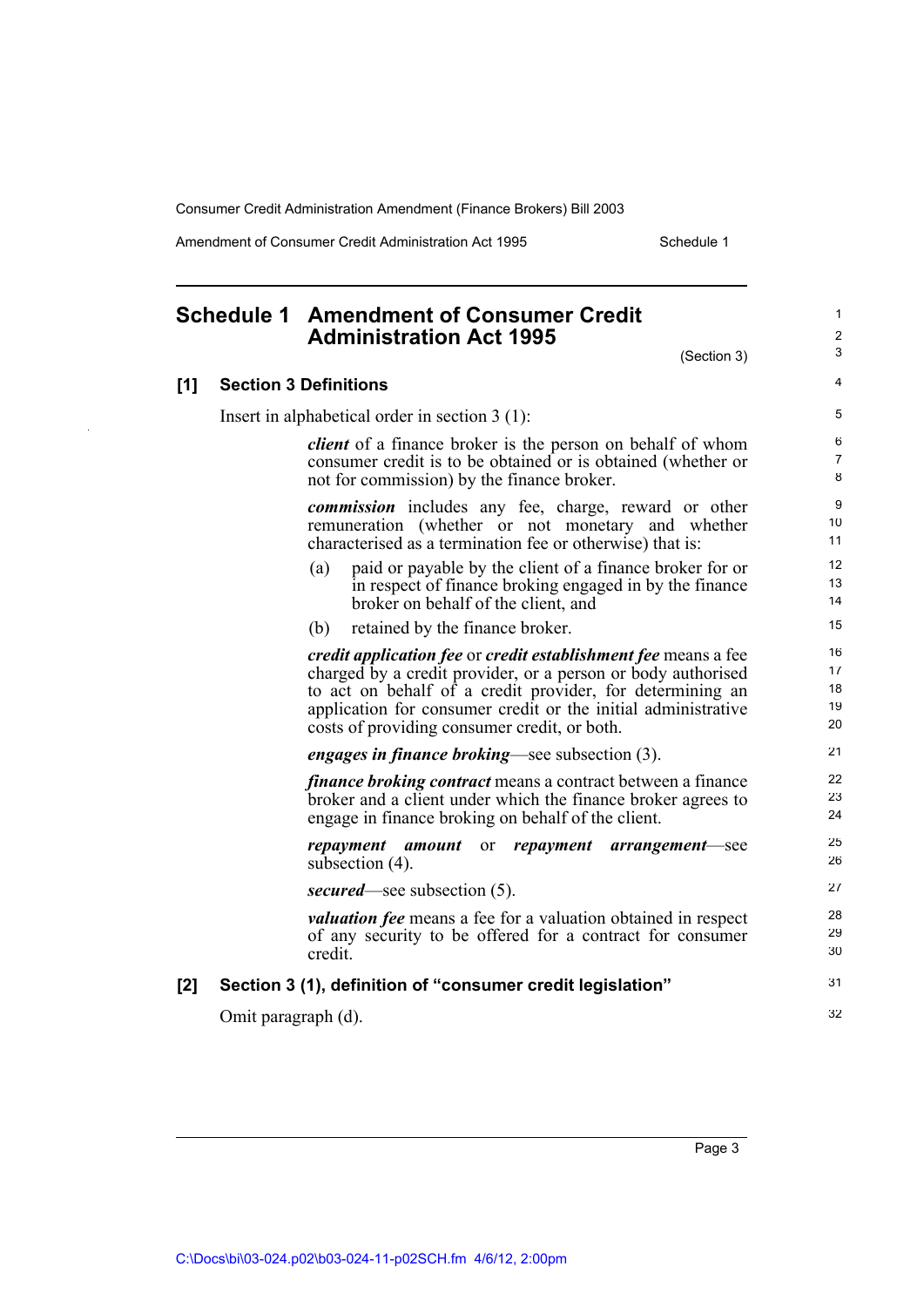# Schedule 1 Amendment of Consumer Credit Administration Act 1995

(Section 3)

### [1] Section 3 Definitions

Insert in alphabetical order in section 3 (1):

> ***client*** of a finance broker is the person on behalf of whom consumer credit is to be obtained or is obtained (whether or not for commission) by the finance broker.
>
> ***commission*** includes any fee, charge, reward or other remuneration (whether or not monetary and whether characterised as a termination fee or otherwise) that is:
>
> (a) paid or payable by the client of a finance broker for or in respect of finance broking engaged in by the finance broker on behalf of the client, and
>
> (b) retained by the finance broker.
>
> ***credit application fee*** or ***credit establishment fee*** means a fee charged by a credit provider, or a person or body authorised to act on behalf of a credit provider, for determining an application for consumer credit or the initial administrative costs of providing consumer credit, or both.
>
> ***engages in finance broking***—see subsection (3).
>
> ***finance broking contract*** means a contract between a finance broker and a client under which the finance broker agrees to engage in finance broking on behalf of the client.
>
> ***repayment amount*** or ***repayment arrangement***—see subsection (4).
>
> ***secured***—see subsection (5).
>
> ***valuation fee*** means a fee for a valuation obtained in respect of any security to be offered for a contract for consumer credit.

### [2] Section 3 (1), definition of "consumer credit legislation"

Omit paragraph (d).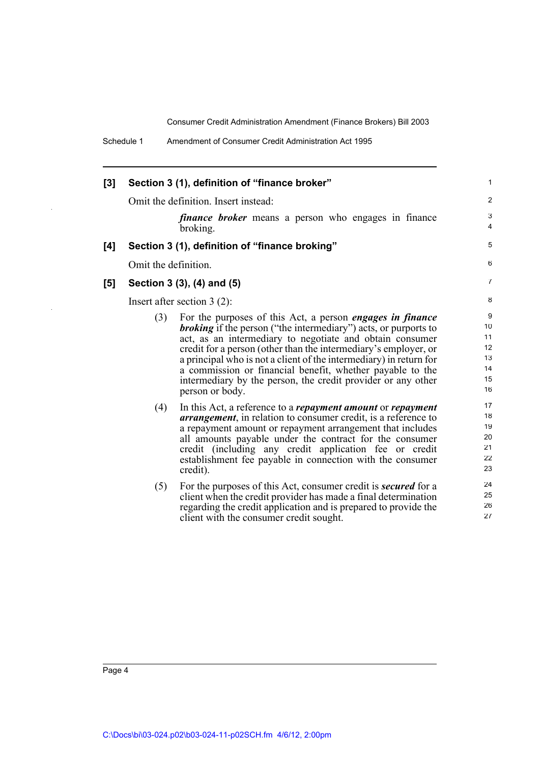### [3] Section 3 (1), definition of "finance broker"

Omit the definition. Insert instead:

> ***finance broker*** means a person who engages in finance broking.

### [4] Section 3 (1), definition of "finance broking"

Omit the definition.

### [5] Section 3 (3), (4) and (5)

Insert after section 3 (2):

> (3) For the purposes of this Act, a person ***engages in finance broking*** if the person ("the intermediary") acts, or purports to act, as an intermediary to negotiate and obtain consumer credit for a person (other than the intermediary's employer, or a principal who is not a client of the intermediary) in return for a commission or financial benefit, whether payable to the intermediary by the person, the credit provider or any other person or body.
>
> (4) In this Act, a reference to a ***repayment amount*** or ***repayment arrangement***, in relation to consumer credit, is a reference to a repayment amount or repayment arrangement that includes all amounts payable under the contract for the consumer credit (including any credit application fee or credit establishment fee payable in connection with the consumer credit).
>
> (5) For the purposes of this Act, consumer credit is ***secured*** for a client when the credit provider has made a final determination regarding the credit application and is prepared to provide the client with the consumer credit sought.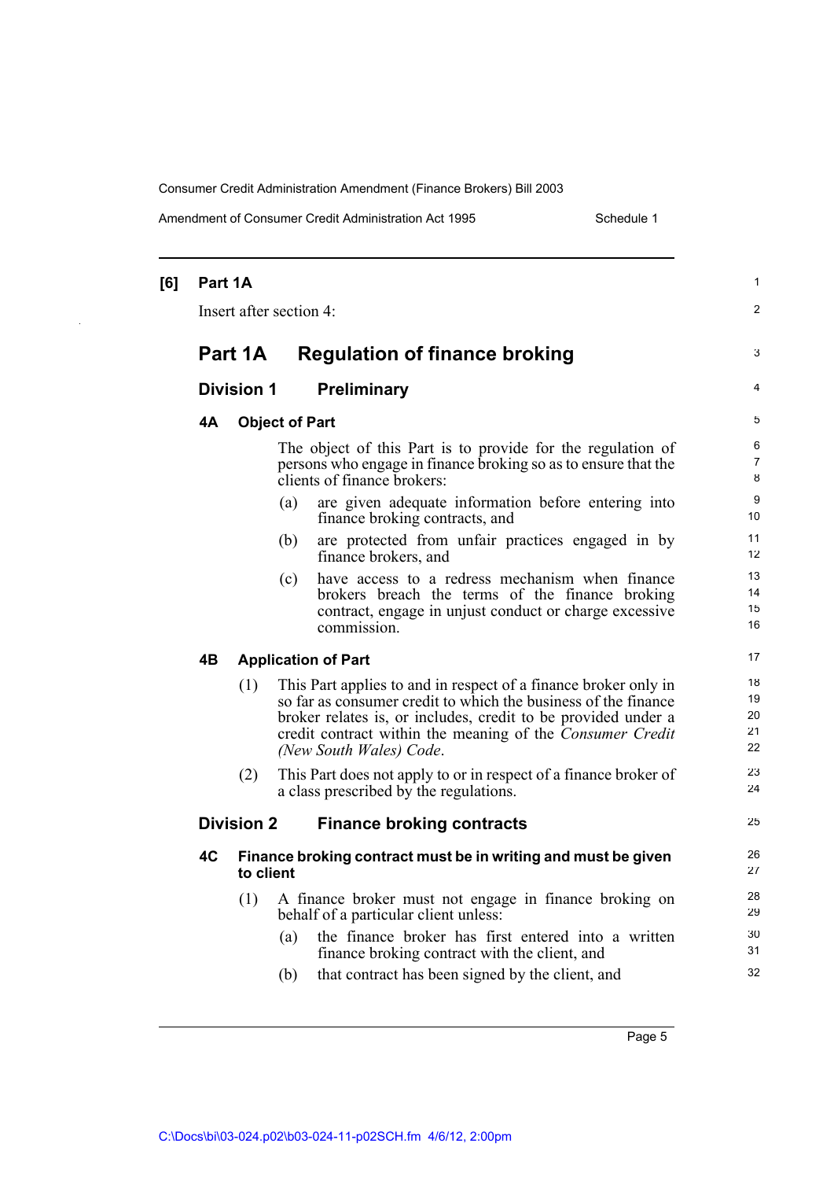**[6] Part 1A**

Insert after section 4:

# Part 1A Regulation of finance broking

## Division 1 Preliminary

### 4A Object of Part

The object of this Part is to provide for the regulation of persons who engage in finance broking so as to ensure that the clients of finance brokers:

(a) are given adequate information before entering into finance broking contracts, and

(b) are protected from unfair practices engaged in by finance brokers, and

(c) have access to a redress mechanism when finance brokers breach the terms of the finance broking contract, engage in unjust conduct or charge excessive commission.

### 4B Application of Part

(1) This Part applies to and in respect of a finance broker only in so far as consumer credit to which the business of the finance broker relates is, or includes, credit to be provided under a credit contract within the meaning of the *Consumer Credit (New South Wales) Code*.

(2) This Part does not apply to or in respect of a finance broker of a class prescribed by the regulations.

## Division 2 Finance broking contracts

### 4C Finance broking contract must be in writing and must be given to client

(1) A finance broker must not engage in finance broking on behalf of a particular client unless:

(a) the finance broker has first entered into a written finance broking contract with the client, and

(b) that contract has been signed by the client, and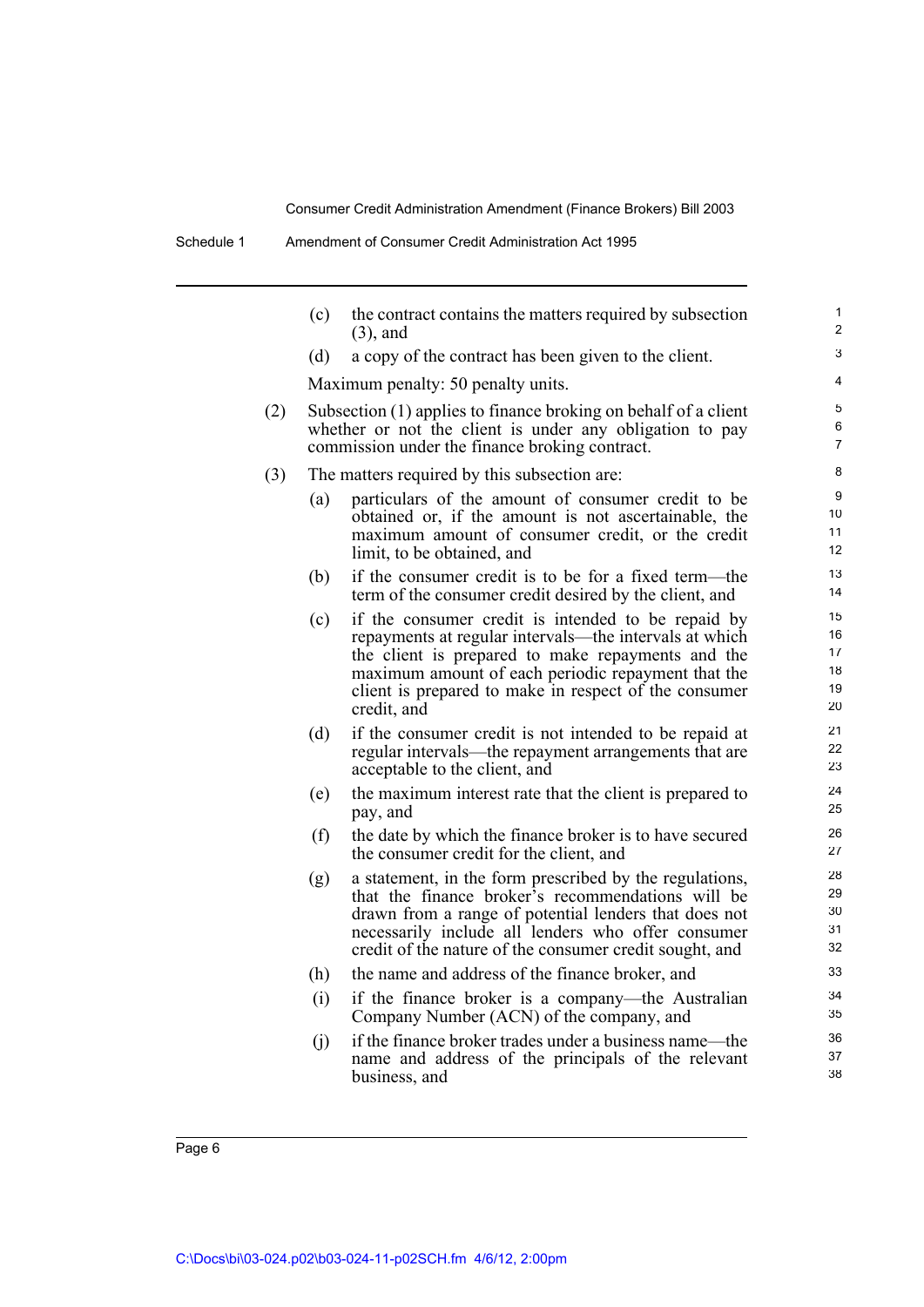(c) the contract contains the matters required by subsection (3), and

(d) a copy of the contract has been given to the client.

Maximum penalty: 50 penalty units.

(2) Subsection (1) applies to finance broking on behalf of a client whether or not the client is under any obligation to pay commission under the finance broking contract.

(3) The matters required by this subsection are:

(a) particulars of the amount of consumer credit to be obtained or, if the amount is not ascertainable, the maximum amount of consumer credit, or the credit limit, to be obtained, and

(b) if the consumer credit is to be for a fixed term—the term of the consumer credit desired by the client, and

(c) if the consumer credit is intended to be repaid by repayments at regular intervals—the intervals at which the client is prepared to make repayments and the maximum amount of each periodic repayment that the client is prepared to make in respect of the consumer credit, and

(d) if the consumer credit is not intended to be repaid at regular intervals—the repayment arrangements that are acceptable to the client, and

(e) the maximum interest rate that the client is prepared to pay, and

(f) the date by which the finance broker is to have secured the consumer credit for the client, and

(g) a statement, in the form prescribed by the regulations, that the finance broker's recommendations will be drawn from a range of potential lenders that does not necessarily include all lenders who offer consumer credit of the nature of the consumer credit sought, and

(h) the name and address of the finance broker, and

(i) if the finance broker is a company—the Australian Company Number (ACN) of the company, and

(j) if the finance broker trades under a business name—the name and address of the principals of the relevant business, and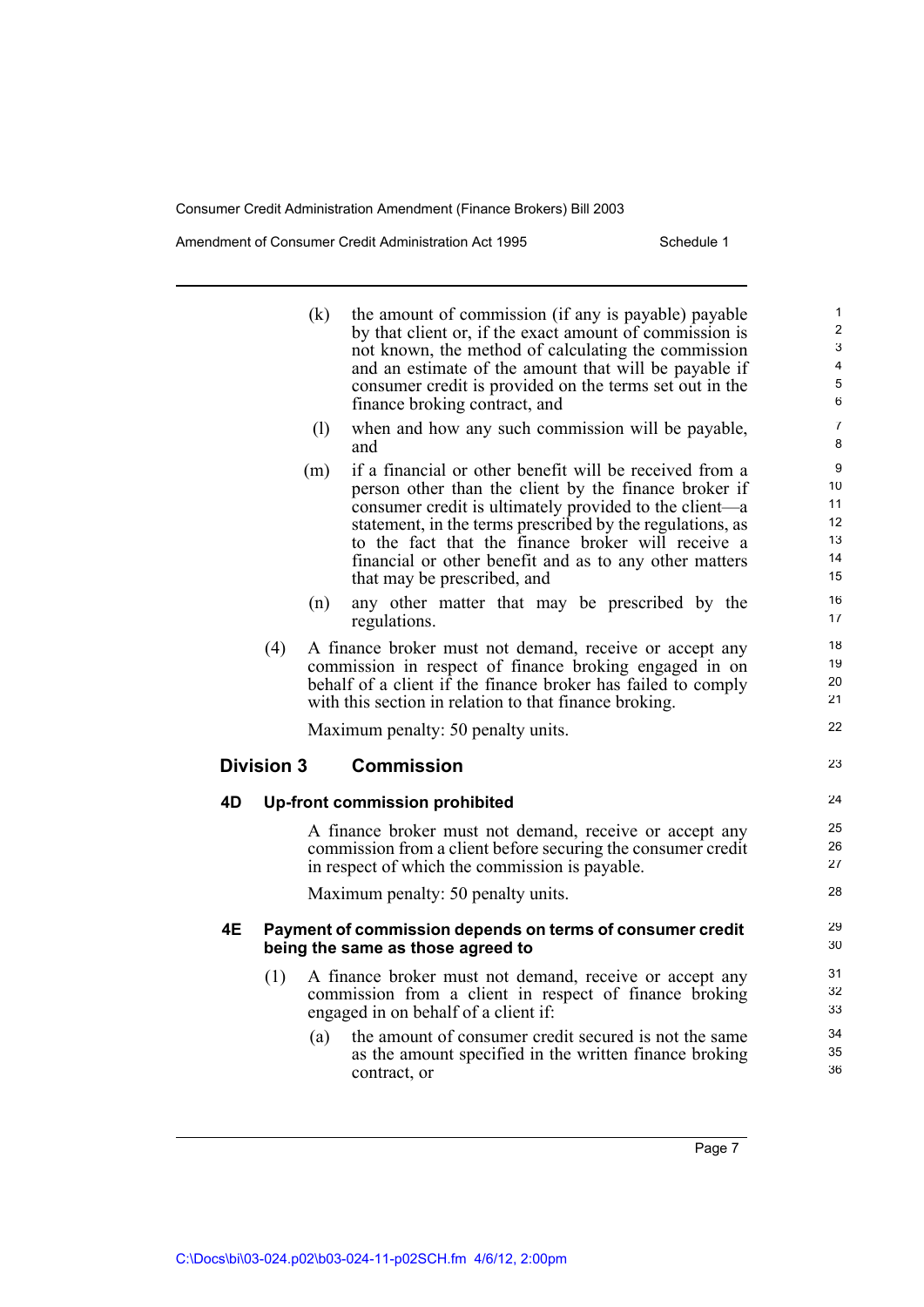(k) the amount of commission (if any is payable) payable by that client or, if the exact amount of commission is not known, the method of calculating the commission and an estimate of the amount that will be payable if consumer credit is provided on the terms set out in the finance broking contract, and

(l) when and how any such commission will be payable, and

(m) if a financial or other benefit will be received from a person other than the client by the finance broker if consumer credit is ultimately provided to the client—a statement, in the terms prescribed by the regulations, as to the fact that the finance broker will receive a financial or other benefit and as to any other matters that may be prescribed, and

(n) any other matter that may be prescribed by the regulations.

(4) A finance broker must not demand, receive or accept any commission in respect of finance broking engaged in on behalf of a client if the finance broker has failed to comply with this section in relation to that finance broking.

Maximum penalty: 50 penalty units.

## Division 3 Commission

### 4D Up-front commission prohibited

A finance broker must not demand, receive or accept any commission from a client before securing the consumer credit in respect of which the commission is payable.

Maximum penalty: 50 penalty units.

### 4E Payment of commission depends on terms of consumer credit being the same as those agreed to

(1) A finance broker must not demand, receive or accept any commission from a client in respect of finance broking engaged in on behalf of a client if:

(a) the amount of consumer credit secured is not the same as the amount specified in the written finance broking contract, or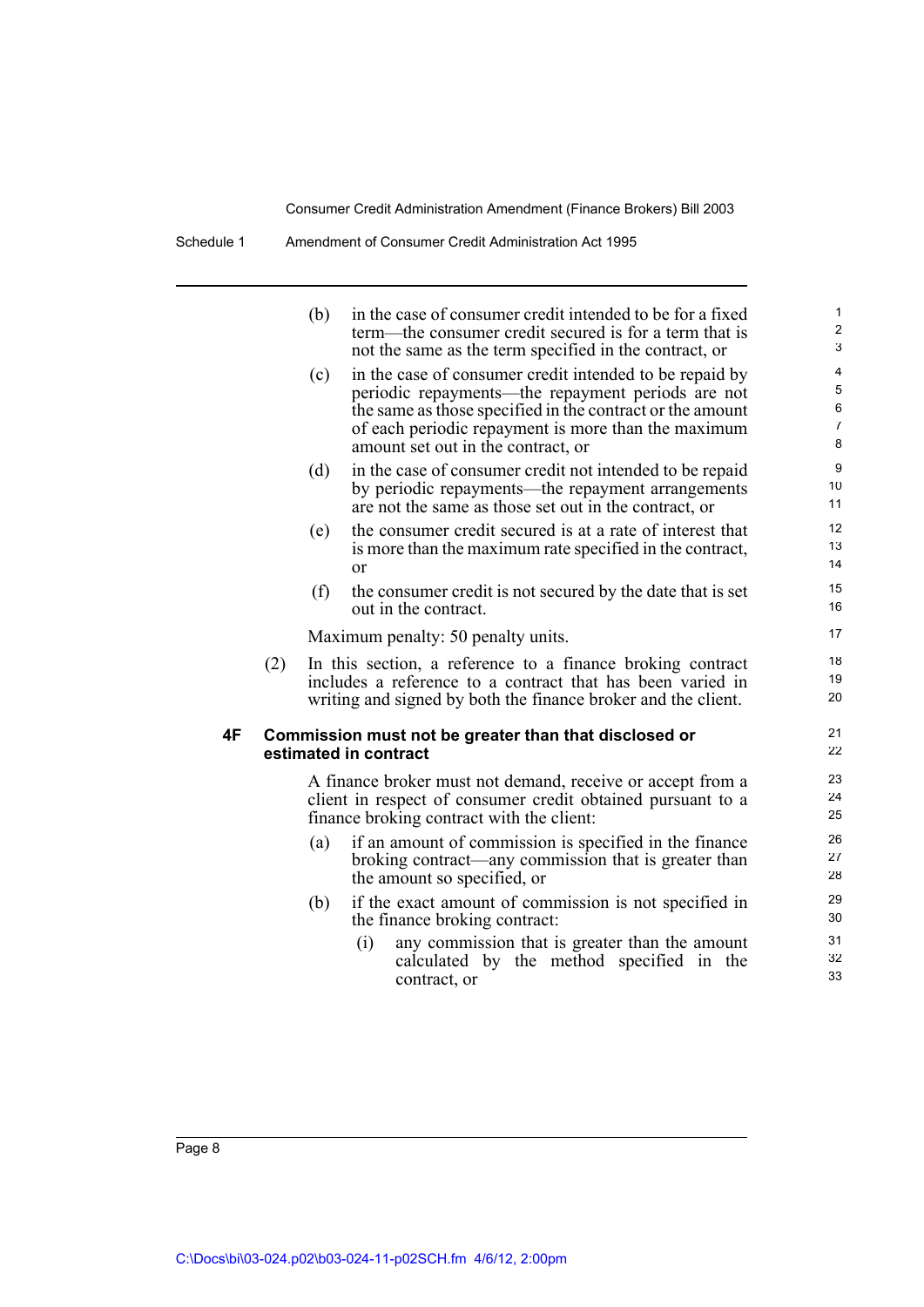(b) in the case of consumer credit intended to be for a fixed term—the consumer credit secured is for a term that is not the same as the term specified in the contract, or

(c) in the case of consumer credit intended to be repaid by periodic repayments—the repayment periods are not the same as those specified in the contract or the amount of each periodic repayment is more than the maximum amount set out in the contract, or

(d) in the case of consumer credit not intended to be repaid by periodic repayments—the repayment arrangements are not the same as those set out in the contract, or

(e) the consumer credit secured is at a rate of interest that is more than the maximum rate specified in the contract, or

(f) the consumer credit is not secured by the date that is set out in the contract.

Maximum penalty: 50 penalty units.

(2) In this section, a reference to a finance broking contract includes a reference to a contract that has been varied in writing and signed by both the finance broker and the client.

### 4F Commission must not be greater than that disclosed or estimated in contract

A finance broker must not demand, receive or accept from a client in respect of consumer credit obtained pursuant to a finance broking contract with the client:

(a) if an amount of commission is specified in the finance broking contract—any commission that is greater than the amount so specified, or

(b) if the exact amount of commission is not specified in the finance broking contract:

(i) any commission that is greater than the amount calculated by the method specified in the contract, or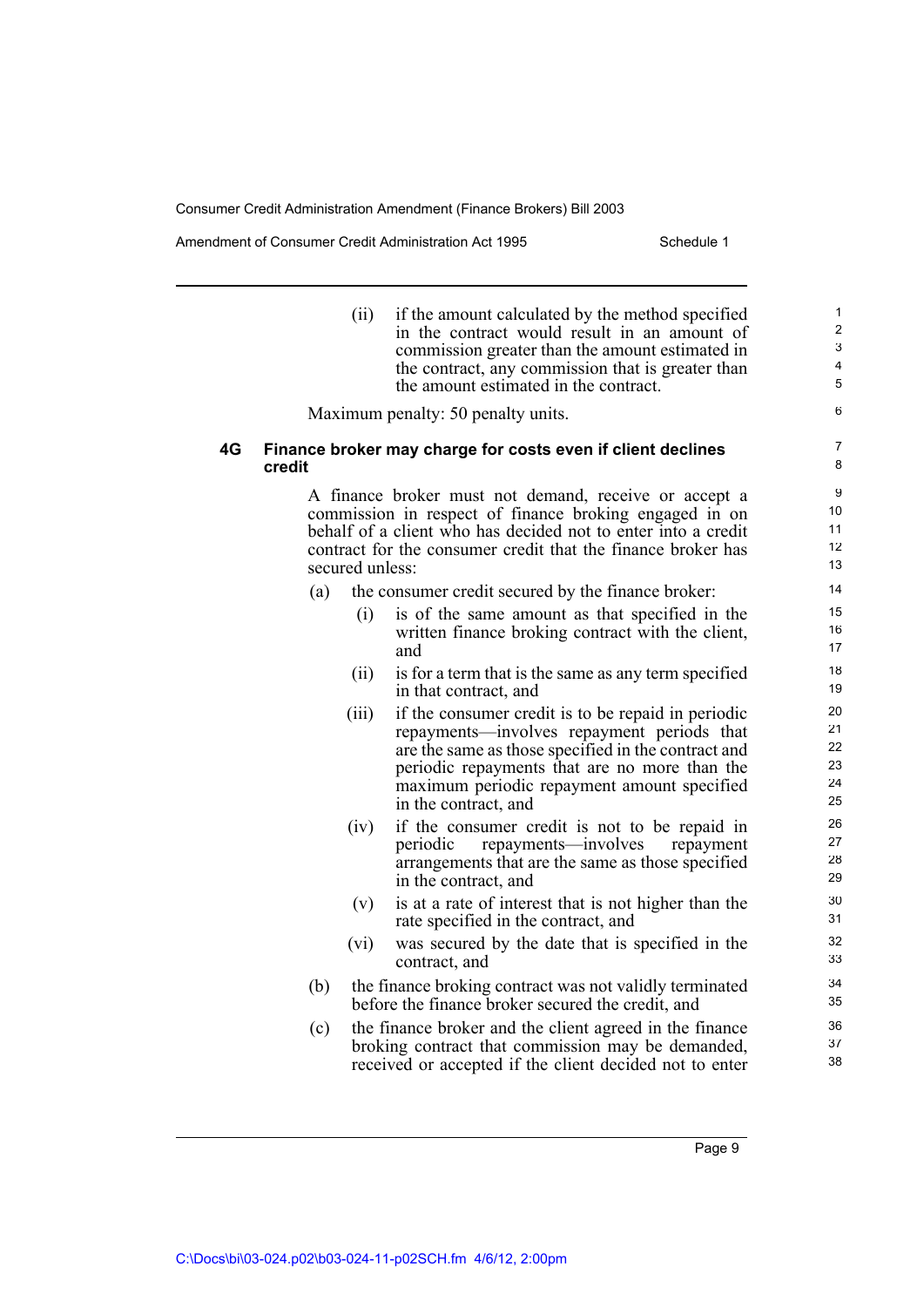(ii) if the amount calculated by the method specified in the contract would result in an amount of commission greater than the amount estimated in the contract, any commission that is greater than the amount estimated in the contract.

Maximum penalty: 50 penalty units.

### 4G Finance broker may charge for costs even if client declines credit

A finance broker must not demand, receive or accept a commission in respect of finance broking engaged in on behalf of a client who has decided not to enter into a credit contract for the consumer credit that the finance broker has secured unless:

(a) the consumer credit secured by the finance broker:

(i) is of the same amount as that specified in the written finance broking contract with the client, and

(ii) is for a term that is the same as any term specified in that contract, and

(iii) if the consumer credit is to be repaid in periodic repayments—involves repayment periods that are the same as those specified in the contract and periodic repayments that are no more than the maximum periodic repayment amount specified in the contract, and

(iv) if the consumer credit is not to be repaid in periodic repayments—involves repayment arrangements that are the same as those specified in the contract, and

(v) is at a rate of interest that is not higher than the rate specified in the contract, and

(vi) was secured by the date that is specified in the contract, and

(b) the finance broking contract was not validly terminated before the finance broker secured the credit, and

(c) the finance broker and the client agreed in the finance broking contract that commission may be demanded, received or accepted if the client decided not to enter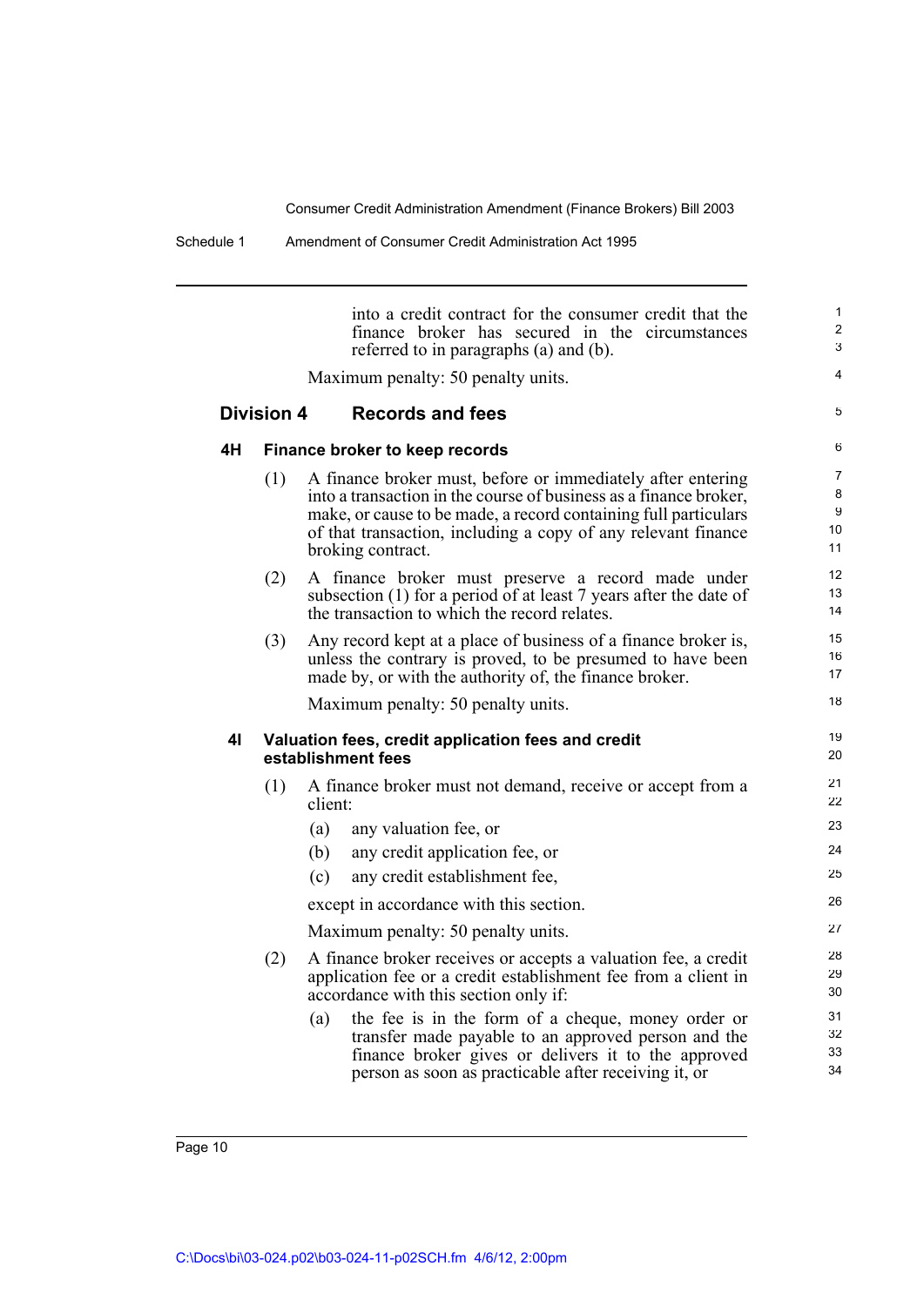into a credit contract for the consumer credit that the finance broker has secured in the circumstances referred to in paragraphs (a) and (b).

Maximum penalty: 50 penalty units.

## Division 4 Records and fees

### 4H Finance broker to keep records

(1) A finance broker must, before or immediately after entering into a transaction in the course of business as a finance broker, make, or cause to be made, a record containing full particulars of that transaction, including a copy of any relevant finance broking contract.

(2) A finance broker must preserve a record made under subsection (1) for a period of at least 7 years after the date of the transaction to which the record relates.

(3) Any record kept at a place of business of a finance broker is, unless the contrary is proved, to be presumed to have been made by, or with the authority of, the finance broker.

Maximum penalty: 50 penalty units.

### 4I Valuation fees, credit application fees and credit establishment fees

(1) A finance broker must not demand, receive or accept from a client:

(a) any valuation fee, or

(b) any credit application fee, or

(c) any credit establishment fee,

except in accordance with this section.

Maximum penalty: 50 penalty units.

(2) A finance broker receives or accepts a valuation fee, a credit application fee or a credit establishment fee from a client in accordance with this section only if:

(a) the fee is in the form of a cheque, money order or transfer made payable to an approved person and the finance broker gives or delivers it to the approved person as soon as practicable after receiving it, or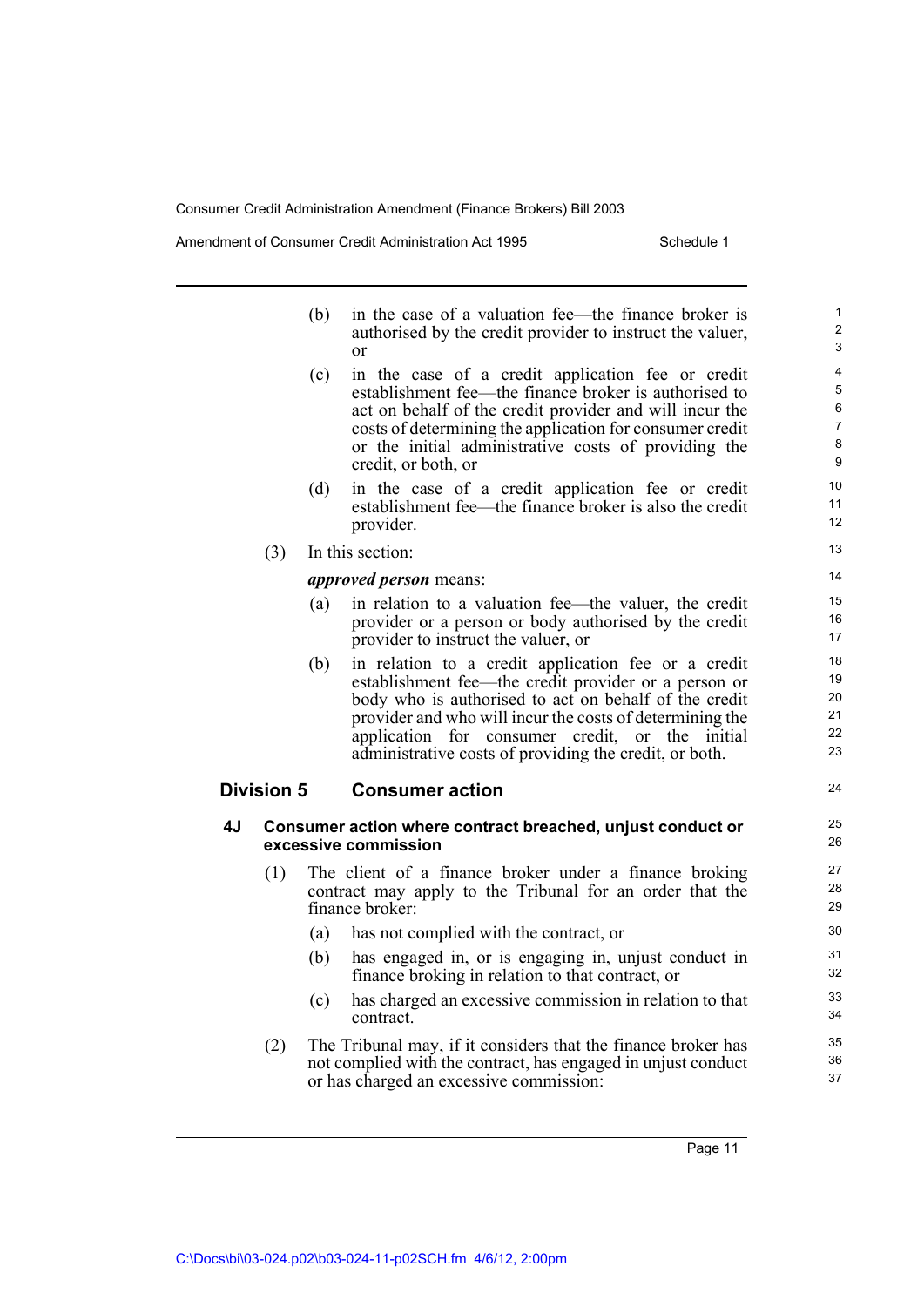(b) in the case of a valuation fee—the finance broker is authorised by the credit provider to instruct the valuer, or

(c) in the case of a credit application fee or credit establishment fee—the finance broker is authorised to act on behalf of the credit provider and will incur the costs of determining the application for consumer credit or the initial administrative costs of providing the credit, or both, or

(d) in the case of a credit application fee or credit establishment fee—the finance broker is also the credit provider.

(3) In this section:

***approved person*** means:

(a) in relation to a valuation fee—the valuer, the credit provider or a person or body authorised by the credit provider to instruct the valuer, or

(b) in relation to a credit application fee or a credit establishment fee—the credit provider or a person or body who is authorised to act on behalf of the credit provider and who will incur the costs of determining the application for consumer credit, or the initial administrative costs of providing the credit, or both.

## Division 5 Consumer action

### 4J Consumer action where contract breached, unjust conduct or excessive commission

(1) The client of a finance broker under a finance broking contract may apply to the Tribunal for an order that the finance broker:

(a) has not complied with the contract, or

(b) has engaged in, or is engaging in, unjust conduct in finance broking in relation to that contract, or

(c) has charged an excessive commission in relation to that contract.

(2) The Tribunal may, if it considers that the finance broker has not complied with the contract, has engaged in unjust conduct or has charged an excessive commission: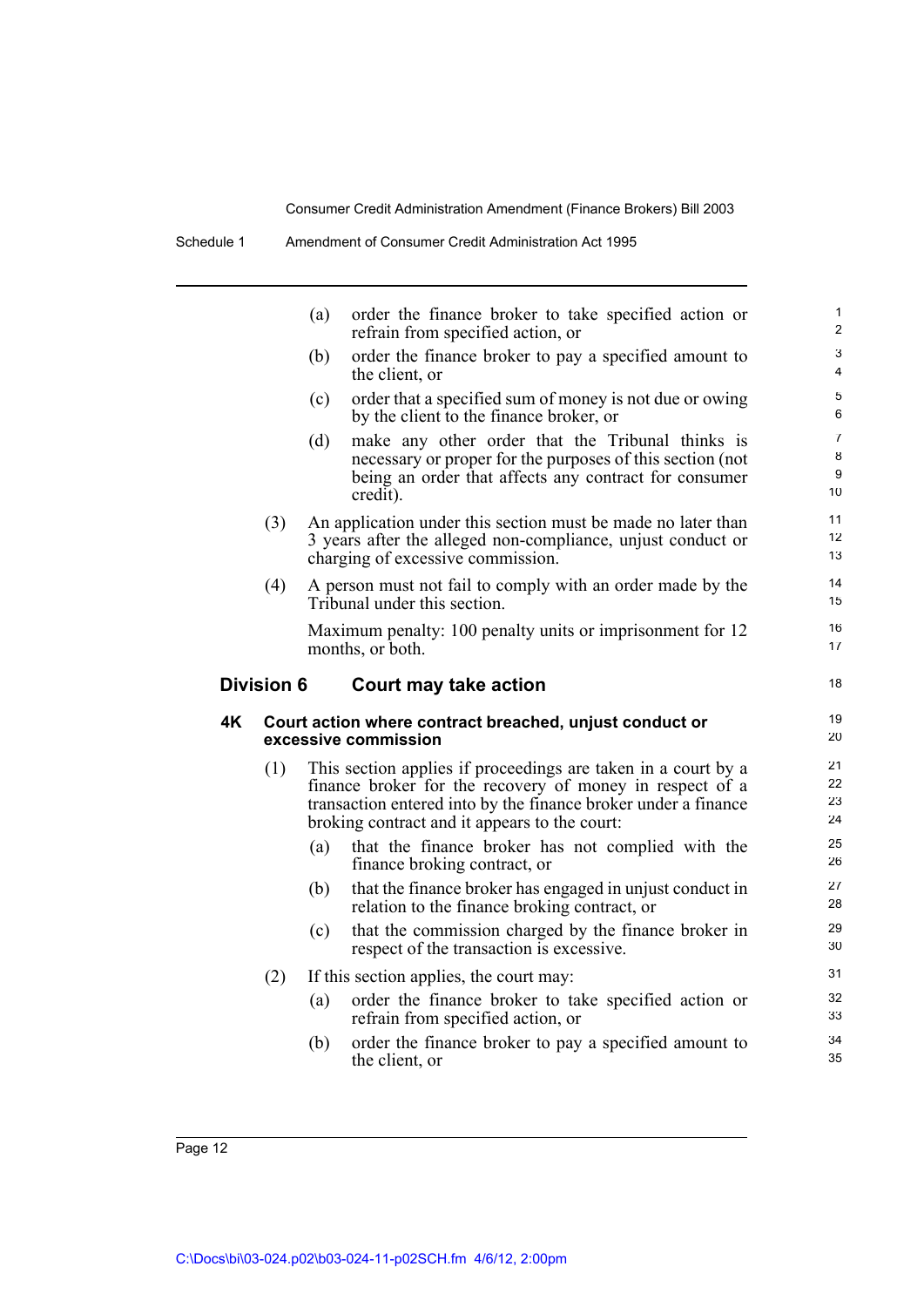(a) order the finance broker to take specified action or refrain from specified action, or

(b) order the finance broker to pay a specified amount to the client, or

(c) order that a specified sum of money is not due or owing by the client to the finance broker, or

(d) make any other order that the Tribunal thinks is necessary or proper for the purposes of this section (not being an order that affects any contract for consumer credit).

(3) An application under this section must be made no later than 3 years after the alleged non-compliance, unjust conduct or charging of excessive commission.

(4) A person must not fail to comply with an order made by the Tribunal under this section.

Maximum penalty: 100 penalty units or imprisonment for 12 months, or both.

## Division 6 Court may take action

### 4K Court action where contract breached, unjust conduct or excessive commission

(1) This section applies if proceedings are taken in a court by a finance broker for the recovery of money in respect of a transaction entered into by the finance broker under a finance broking contract and it appears to the court:

(a) that the finance broker has not complied with the finance broking contract, or

(b) that the finance broker has engaged in unjust conduct in relation to the finance broking contract, or

(c) that the commission charged by the finance broker in respect of the transaction is excessive.

(2) If this section applies, the court may:

(a) order the finance broker to take specified action or refrain from specified action, or

(b) order the finance broker to pay a specified amount to the client, or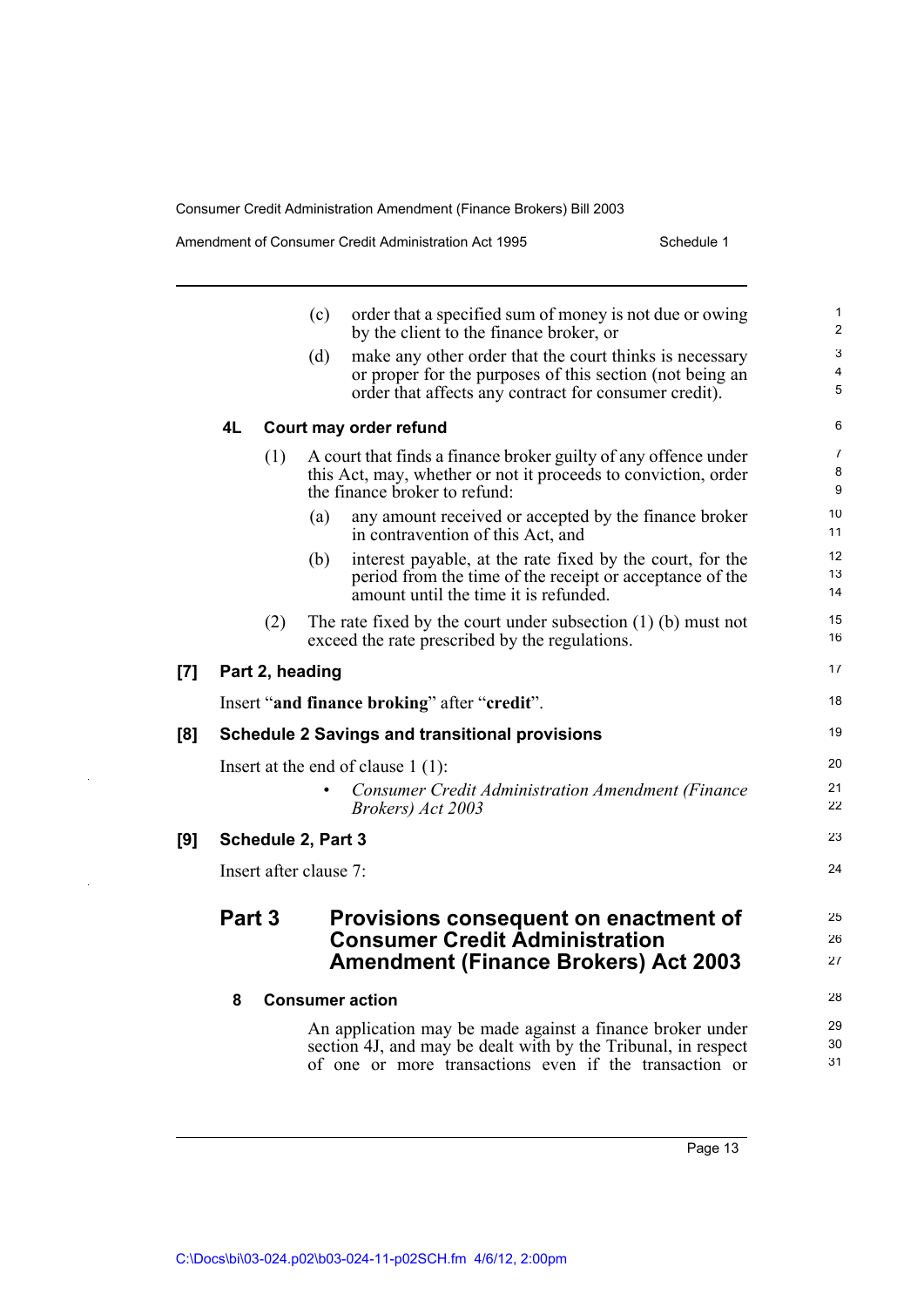(c) order that a specified sum of money is not due or owing by the client to the finance broker, or

(d) make any other order that the court thinks is necessary or proper for the purposes of this section (not being an order that affects any contract for consumer credit).

#### 4L Court may order refund

(1) A court that finds a finance broker guilty of any offence under this Act, may, whether or not it proceeds to conviction, order the finance broker to refund:

(a) any amount received or accepted by the finance broker in contravention of this Act, and

(b) interest payable, at the rate fixed by the court, for the period from the time of the receipt or acceptance of the amount until the time it is refunded.

(2) The rate fixed by the court under subsection (1) (b) must not exceed the rate prescribed by the regulations.

### [7] Part 2, heading

Insert "**and finance broking**" after "**credit**".

### [8] Schedule 2 Savings and transitional provisions

Insert at the end of clause 1 (1):

- *Consumer Credit Administration Amendment (Finance Brokers) Act 2003*

### [9] Schedule 2, Part 3

Insert after clause 7:

## Part 3 Provisions consequent on enactment of Consumer Credit Administration Amendment (Finance Brokers) Act 2003

#### 8 Consumer action

An application may be made against a finance broker under section 4J, and may be dealt with by the Tribunal, in respect of one or more transactions even if the transaction or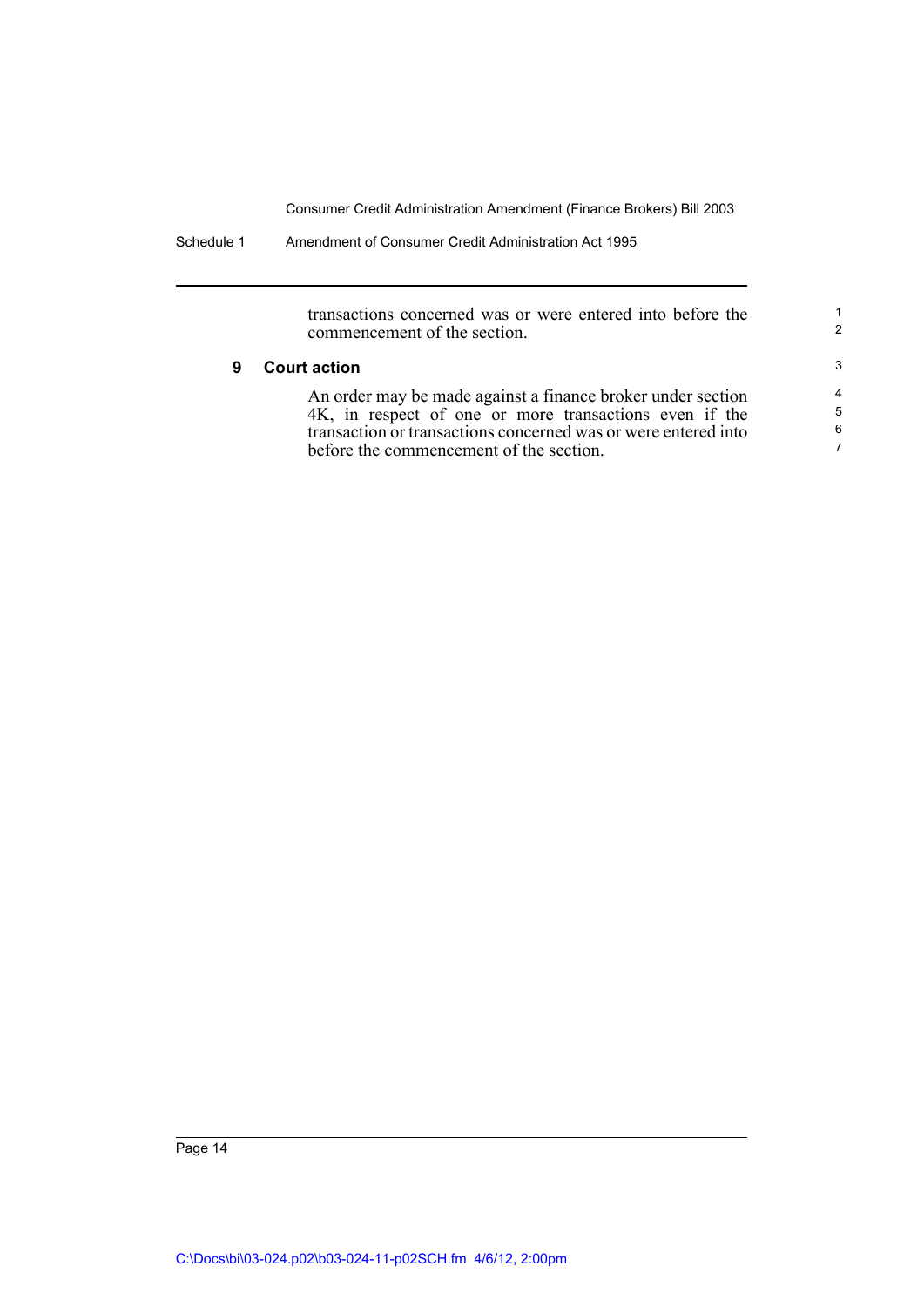transactions concerned was or were entered into before the commencement of the section.

### 9 Court action

An order may be made against a finance broker under section 4K, in respect of one or more transactions even if the transaction or transactions concerned was or were entered into before the commencement of the section.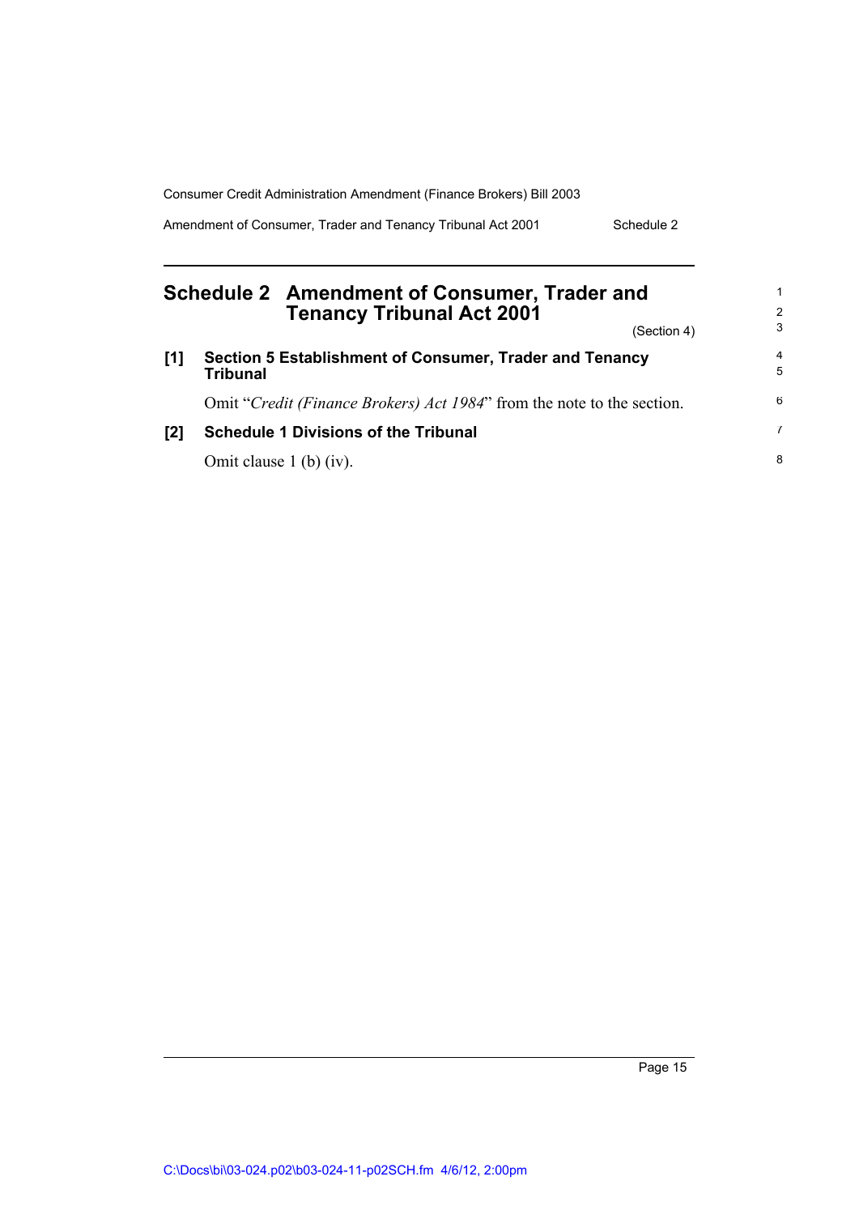# Schedule 2 Amendment of Consumer, Trader and Tenancy Tribunal Act 2001

(Section 4)

## [1] Section 5 Establishment of Consumer, Trader and Tenancy Tribunal

Omit "*Credit (Finance Brokers) Act 1984*" from the note to the section.

## [2] Schedule 1 Divisions of the Tribunal

Omit clause 1 (b) (iv).